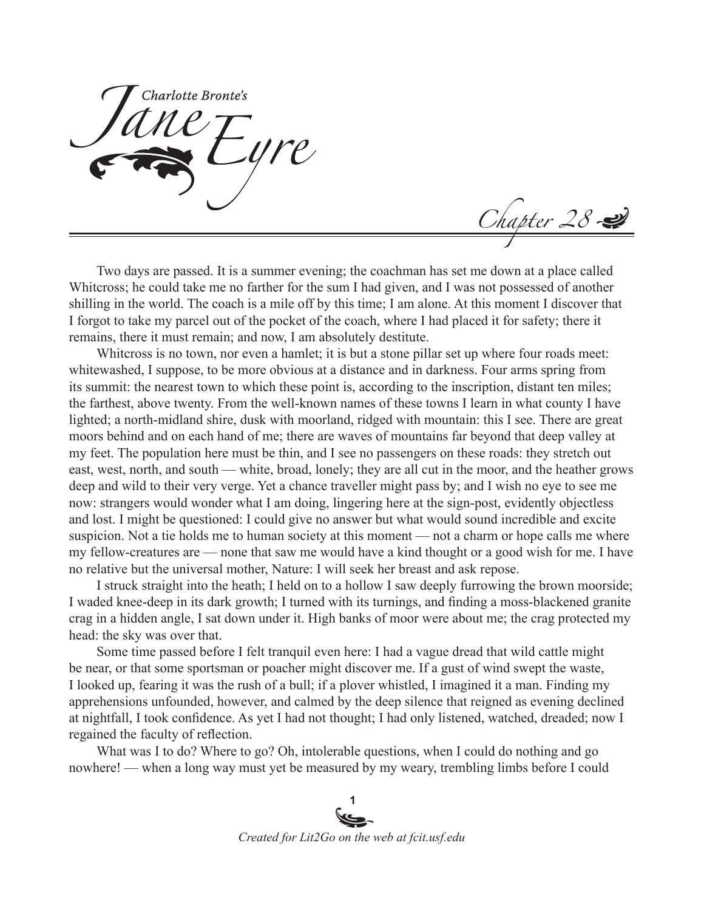# Charlotte Bronte's Jane Eyre

## Chapter 28

Two days are passed. It is a summer evening; the coachman has set me down at a place called Whitcross; he could take me no farther for the sum I had given, and I was not possessed of another shilling in the world. The coach is a mile off by this time; I am alone. At this moment I discover that I forgot to take my parcel out of the pocket of the coach, where I had placed it for safety; there it remains, there it must remain; and now, I am absolutely destitute.

Whitcross is no town, nor even a hamlet; it is but a stone pillar set up where four roads meet: whitewashed, I suppose, to be more obvious at a distance and in darkness. Four arms spring from its summit: the nearest town to which these point is, according to the inscription, distant ten miles; the farthest, above twenty. From the well-known names of these towns I learn in what county I have lighted; a north-midland shire, dusk with moorland, ridged with mountain: this I see. There are great moors behind and on each hand of me; there are waves of mountains far beyond that deep valley at my feet. The population here must be thin, and I see no passengers on these roads: they stretch out east, west, north, and south — white, broad, lonely; they are all cut in the moor, and the heather grows deep and wild to their very verge. Yet a chance traveller might pass by; and I wish no eye to see me now: strangers would wonder what I am doing, lingering here at the sign-post, evidently objectless and lost. I might be questioned: I could give no answer but what would sound incredible and excite suspicion. Not a tie holds me to human society at this moment — not a charm or hope calls me where my fellow-creatures are — none that saw me would have a kind thought or a good wish for me. I have no relative but the universal mother, Nature: I will seek her breast and ask repose.

I struck straight into the heath; I held on to a hollow I saw deeply furrowing the brown moorside; I waded knee-deep in its dark growth; I turned with its turnings, and finding a moss-blackened granite crag in a hidden angle, I sat down under it. High banks of moor were about me; the crag protected my head: the sky was over that.

Some time passed before I felt tranquil even here: I had a vague dread that wild cattle might be near, or that some sportsman or poacher might discover me. If a gust of wind swept the waste, I looked up, fearing it was the rush of a bull; if a plover whistled, I imagined it a man. Finding my apprehensions unfounded, however, and calmed by the deep silence that reigned as evening declined at nightfall, I took confidence. As yet I had not thought; I had only listened, watched, dreaded; now I regained the faculty of reflection.

What was I to do? Where to go? Oh, intolerable questions, when I could do nothing and go nowhere! — when a long way must yet be measured by my weary, trembling limbs before I could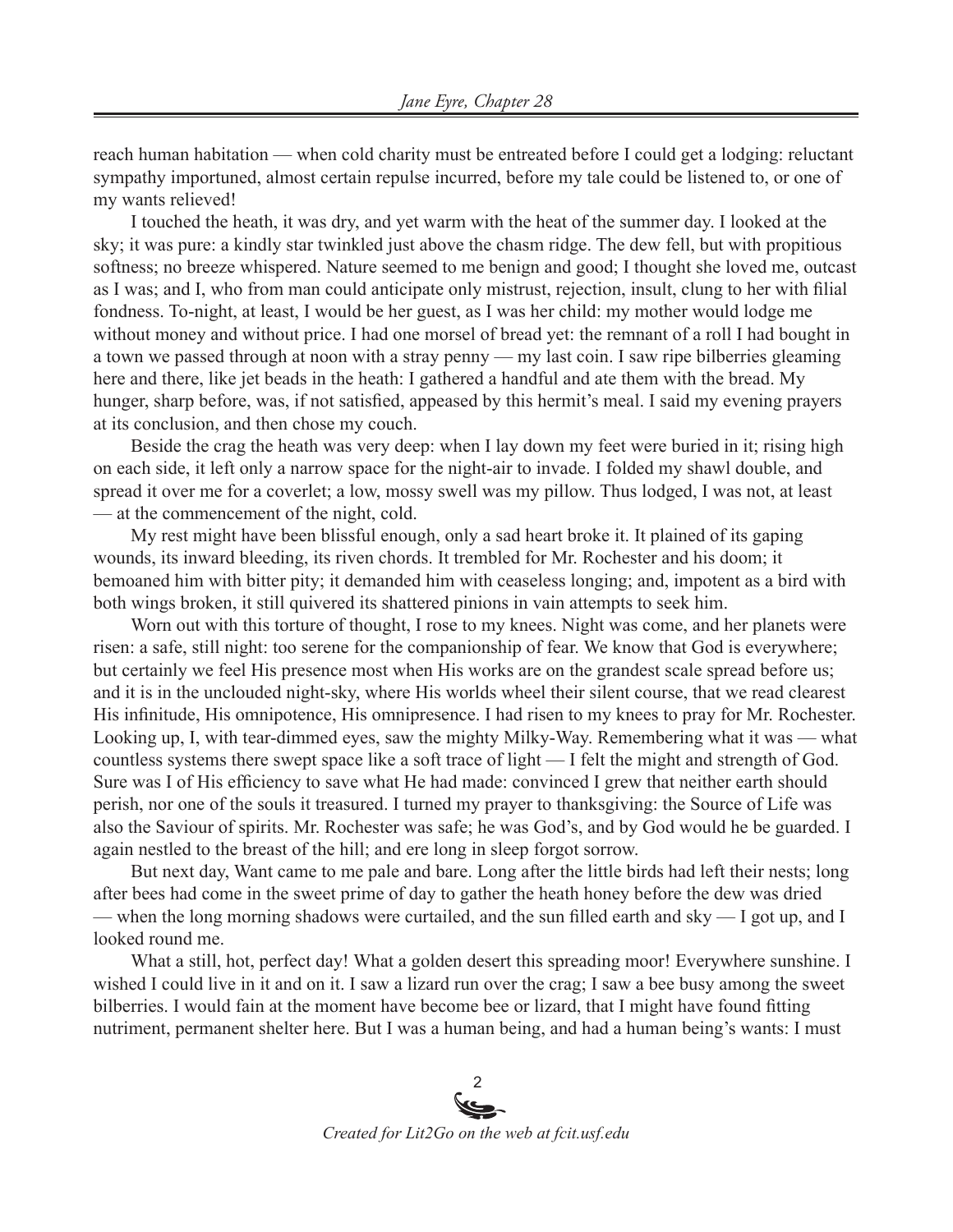reach human habitation — when cold charity must be entreated before I could get a lodging: reluctant sympathy importuned, almost certain repulse incurred, before my tale could be listened to, or one of my wants relieved!

I touched the heath, it was dry, and yet warm with the heat of the summer day. I looked at the sky; it was pure: a kindly star twinkled just above the chasm ridge. The dew fell, but with propitious softness; no breeze whispered. Nature seemed to me benign and good; I thought she loved me, outcast as I was; and I, who from man could anticipate only mistrust, rejection, insult, clung to her with filial fondness. To-night, at least, I would be her guest, as I was her child: my mother would lodge me without money and without price. I had one morsel of bread yet: the remnant of a roll I had bought in a town we passed through at noon with a stray penny — my last coin. I saw ripe bilberries gleaming here and there, like jet beads in the heath: I gathered a handful and ate them with the bread. My hunger, sharp before, was, if not satisfied, appeased by this hermit's meal. I said my evening prayers at its conclusion, and then chose my couch.

Beside the crag the heath was very deep: when I lay down my feet were buried in it; rising high on each side, it left only a narrow space for the night-air to invade. I folded my shawl double, and spread it over me for a coverlet; a low, mossy swell was my pillow. Thus lodged, I was not, at least — at the commencement of the night, cold.

My rest might have been blissful enough, only a sad heart broke it. It plained of its gaping wounds, its inward bleeding, its riven chords. It trembled for Mr. Rochester and his doom; it bemoaned him with bitter pity; it demanded him with ceaseless longing; and, impotent as a bird with both wings broken, it still quivered its shattered pinions in vain attempts to seek him.

Worn out with this torture of thought, I rose to my knees. Night was come, and her planets were risen: a safe, still night: too serene for the companionship of fear. We know that God is everywhere; but certainly we feel His presence most when His works are on the grandest scale spread before us; and it is in the unclouded night-sky, where His worlds wheel their silent course, that we read clearest His infinitude, His omnipotence, His omnipresence. I had risen to my knees to pray for Mr. Rochester. Looking up, I, with tear-dimmed eyes, saw the mighty Milky-Way. Remembering what it was — what countless systems there swept space like a soft trace of light — I felt the might and strength of God. Sure was I of His efficiency to save what He had made: convinced I grew that neither earth should perish, nor one of the souls it treasured. I turned my prayer to thanksgiving: the Source of Life was also the Saviour of spirits. Mr. Rochester was safe; he was God's, and by God would he be guarded. I again nestled to the breast of the hill; and ere long in sleep forgot sorrow.

But next day, Want came to me pale and bare. Long after the little birds had left their nests; long after bees had come in the sweet prime of day to gather the heath honey before the dew was dried — when the long morning shadows were curtailed, and the sun filled earth and sky — I got up, and I looked round me.

What a still, hot, perfect day! What a golden desert this spreading moor! Everywhere sunshine. I wished I could live in it and on it. I saw a lizard run over the crag; I saw a bee busy among the sweet bilberries. I would fain at the moment have become bee or lizard, that I might have found fitting nutriment, permanent shelter here. But I was a human being, and had a human being's wants: I must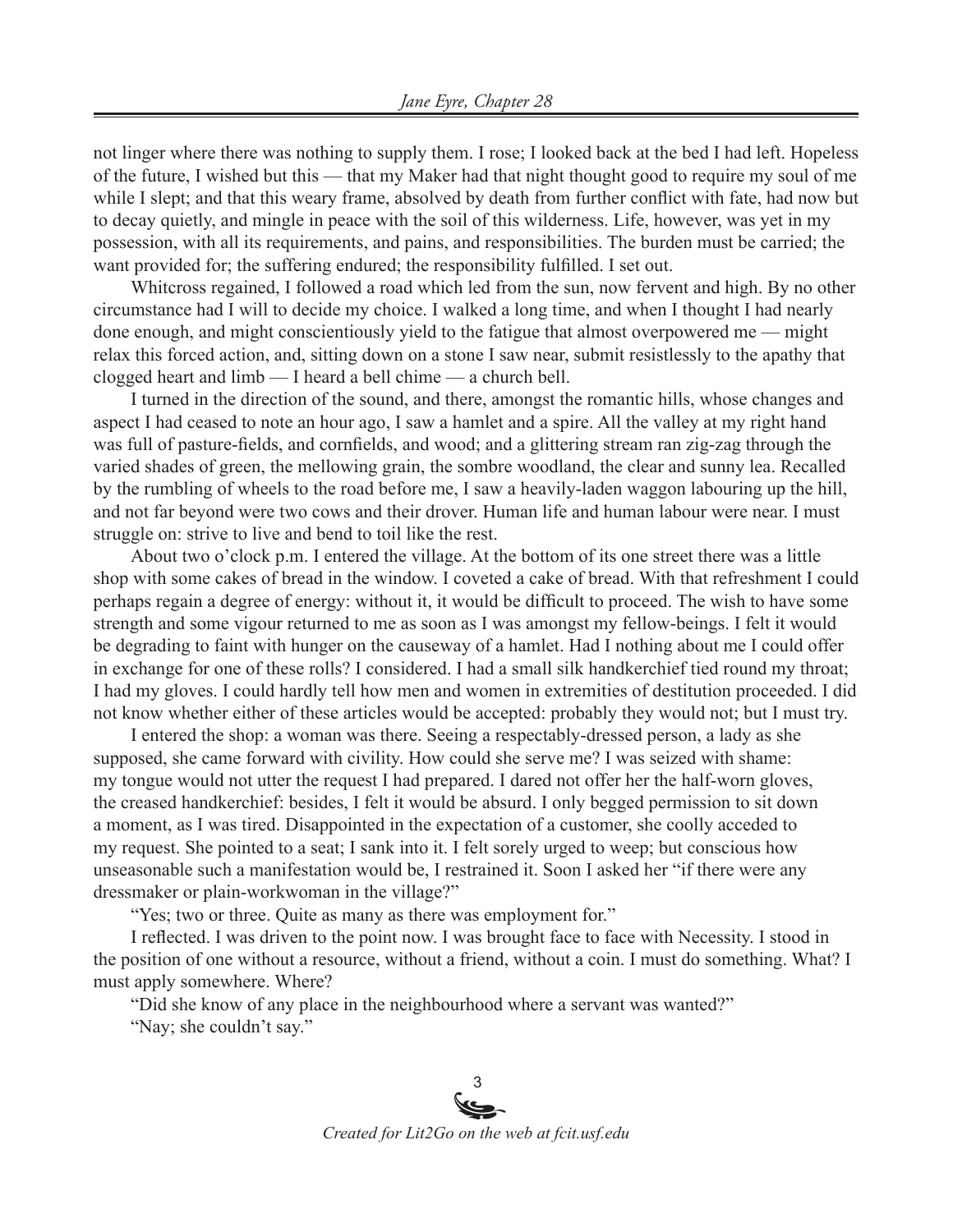not linger where there was nothing to supply them. I rose; I looked back at the bed I had left. Hopeless of the future, I wished but this — that my Maker had that night thought good to require my soul of me while I slept; and that this weary frame, absolved by death from further conflict with fate, had now but to decay quietly, and mingle in peace with the soil of this wilderness. Life, however, was yet in my possession, with all its requirements, and pains, and responsibilities. The burden must be carried; the want provided for; the suffering endured; the responsibility fulfilled. I set out.

Whitcross regained, I followed a road which led from the sun, now fervent and high. By no other circumstance had I will to decide my choice. I walked a long time, and when I thought I had nearly done enough, and might conscientiously yield to the fatigue that almost overpowered me — might relax this forced action, and, sitting down on a stone I saw near, submit resistlessly to the apathy that clogged heart and limb — I heard a bell chime — a church bell.

I turned in the direction of the sound, and there, amongst the romantic hills, whose changes and aspect I had ceased to note an hour ago, I saw a hamlet and a spire. All the valley at my right hand was full of pasture-fields, and cornfields, and wood; and a glittering stream ran zig-zag through the varied shades of green, the mellowing grain, the sombre woodland, the clear and sunny lea. Recalled by the rumbling of wheels to the road before me, I saw a heavily-laden waggon labouring up the hill, and not far beyond were two cows and their drover. Human life and human labour were near. I must struggle on: strive to live and bend to toil like the rest.

About two o'clock p.m. I entered the village. At the bottom of its one street there was a little shop with some cakes of bread in the window. I coveted a cake of bread. With that refreshment I could perhaps regain a degree of energy: without it, it would be difficult to proceed. The wish to have some strength and some vigour returned to me as soon as I was amongst my fellow-beings. I felt it would be degrading to faint with hunger on the causeway of a hamlet. Had I nothing about me I could offer in exchange for one of these rolls? I considered. I had a small silk handkerchief tied round my throat; I had my gloves. I could hardly tell how men and women in extremities of destitution proceeded. I did not know whether either of these articles would be accepted: probably they would not; but I must try.

I entered the shop: a woman was there. Seeing a respectably-dressed person, a lady as she supposed, she came forward with civility. How could she serve me? I was seized with shame: my tongue would not utter the request I had prepared. I dared not offer her the half-worn gloves, the creased handkerchief: besides, I felt it would be absurd. I only begged permission to sit down a moment, as I was tired. Disappointed in the expectation of a customer, she coolly acceded to my request. She pointed to a seat; I sank into it. I felt sorely urged to weep; but conscious how unseasonable such a manifestation would be, I restrained it. Soon I asked her "if there were any dressmaker or plain-workwoman in the village?"

"Yes; two or three. Quite as many as there was employment for."

I reflected. I was driven to the point now. I was brought face to face with Necessity. I stood in the position of one without a resource, without a friend, without a coin. I must do something. What? I must apply somewhere. Where?

"Did she know of any place in the neighbourhood where a servant was wanted?"

"Nay; she couldn't say."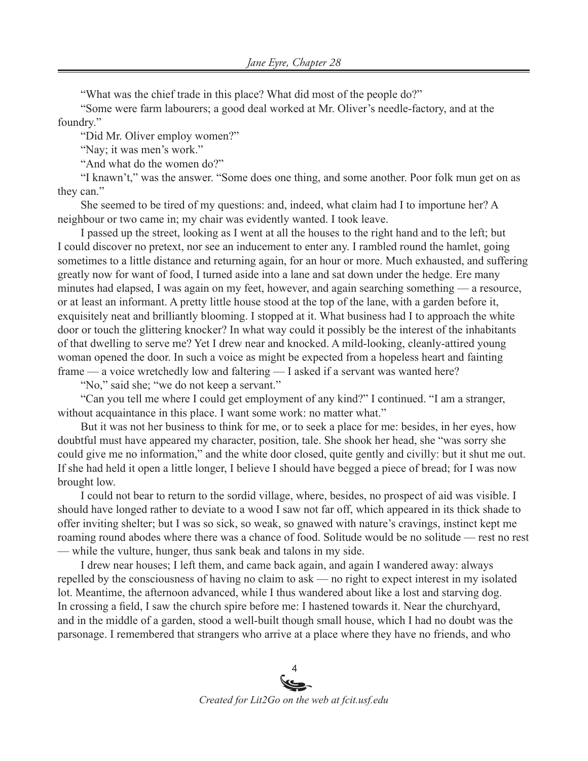"What was the chief trade in this place? What did most of the people do?"

"Some were farm labourers; a good deal worked at Mr. Oliver's needle-factory, and at the foundry."

"Did Mr. Oliver employ women?"

"Nay; it was men's work."

"And what do the women do?"

"I knawn't," was the answer. "Some does one thing, and some another. Poor folk mun get on as they can."

She seemed to be tired of my questions: and, indeed, what claim had I to importune her? A neighbour or two came in; my chair was evidently wanted. I took leave.

I passed up the street, looking as I went at all the houses to the right hand and to the left; but I could discover no pretext, nor see an inducement to enter any. I rambled round the hamlet, going sometimes to a little distance and returning again, for an hour or more. Much exhausted, and suffering greatly now for want of food, I turned aside into a lane and sat down under the hedge. Ere many minutes had elapsed, I was again on my feet, however, and again searching something — a resource, or at least an informant. A pretty little house stood at the top of the lane, with a garden before it, exquisitely neat and brilliantly blooming. I stopped at it. What business had I to approach the white door or touch the glittering knocker? In what way could it possibly be the interest of the inhabitants of that dwelling to serve me? Yet I drew near and knocked. A mild-looking, cleanly-attired young woman opened the door. In such a voice as might be expected from a hopeless heart and fainting frame — a voice wretchedly low and faltering — I asked if a servant was wanted here?

"No," said she; "we do not keep a servant."

"Can you tell me where I could get employment of any kind?" I continued. "I am a stranger, without acquaintance in this place. I want some work: no matter what."

But it was not her business to think for me, or to seek a place for me: besides, in her eyes, how doubtful must have appeared my character, position, tale. She shook her head, she "was sorry she could give me no information," and the white door closed, quite gently and civilly: but it shut me out. If she had held it open a little longer, I believe I should have begged a piece of bread; for I was now brought low.

I could not bear to return to the sordid village, where, besides, no prospect of aid was visible. I should have longed rather to deviate to a wood I saw not far off, which appeared in its thick shade to offer inviting shelter; but I was so sick, so weak, so gnawed with nature's cravings, instinct kept me roaming round abodes where there was a chance of food. Solitude would be no solitude — rest no rest — while the vulture, hunger, thus sank beak and talons in my side.

I drew near houses; I left them, and came back again, and again I wandered away: always repelled by the consciousness of having no claim to ask — no right to expect interest in my isolated lot. Meantime, the afternoon advanced, while I thus wandered about like a lost and starving dog. In crossing a field, I saw the church spire before me: I hastened towards it. Near the churchyard, and in the middle of a garden, stood a well-built though small house, which I had no doubt was the parsonage. I remembered that strangers who arrive at a place where they have no friends, and who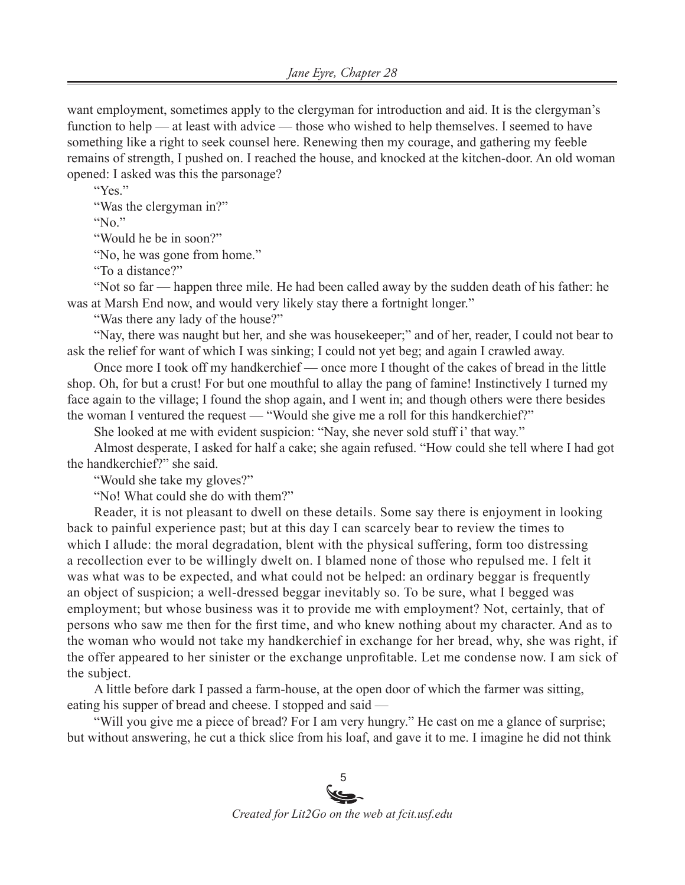want employment, sometimes apply to the clergyman for introduction and aid. It is the clergyman's function to help — at least with advice — those who wished to help themselves. I seemed to have something like a right to seek counsel here. Renewing then my courage, and gathering my feeble remains of strength, I pushed on. I reached the house, and knocked at the kitchen-door. An old woman opened: I asked was this the parsonage?

"Yes."

"Was the clergyman in?"

"No."

"Would he be in soon?"

"No, he was gone from home."

"To a distance?"

"Not so far — happen three mile. He had been called away by the sudden death of his father: he was at Marsh End now, and would very likely stay there a fortnight longer."

"Was there any lady of the house?"

"Nay, there was naught but her, and she was housekeeper;" and of her, reader, I could not bear to ask the relief for want of which I was sinking; I could not yet beg; and again I crawled away.

Once more I took off my handkerchief — once more I thought of the cakes of bread in the little shop. Oh, for but a crust! For but one mouthful to allay the pang of famine! Instinctively I turned my face again to the village; I found the shop again, and I went in; and though others were there besides the woman I ventured the request — "Would she give me a roll for this handkerchief?"

She looked at me with evident suspicion: "Nay, she never sold stuff i' that way."

Almost desperate, I asked for half a cake; she again refused. "How could she tell where I had got the handkerchief?" she said.

"Would she take my gloves?"

"No! What could she do with them?"

Reader, it is not pleasant to dwell on these details. Some say there is enjoyment in looking back to painful experience past; but at this day I can scarcely bear to review the times to which I allude: the moral degradation, blent with the physical suffering, form too distressing a recollection ever to be willingly dwelt on. I blamed none of those who repulsed me. I felt it was what was to be expected, and what could not be helped: an ordinary beggar is frequently an object of suspicion; a well-dressed beggar inevitably so. To be sure, what I begged was employment; but whose business was it to provide me with employment? Not, certainly, that of persons who saw me then for the first time, and who knew nothing about my character. And as to the woman who would not take my handkerchief in exchange for her bread, why, she was right, if the offer appeared to her sinister or the exchange unprofitable. Let me condense now. I am sick of the subject.

A little before dark I passed a farm-house, at the open door of which the farmer was sitting, eating his supper of bread and cheese. I stopped and said —

"Will you give me a piece of bread? For I am very hungry." He cast on me a glance of surprise; but without answering, he cut a thick slice from his loaf, and gave it to me. I imagine he did not think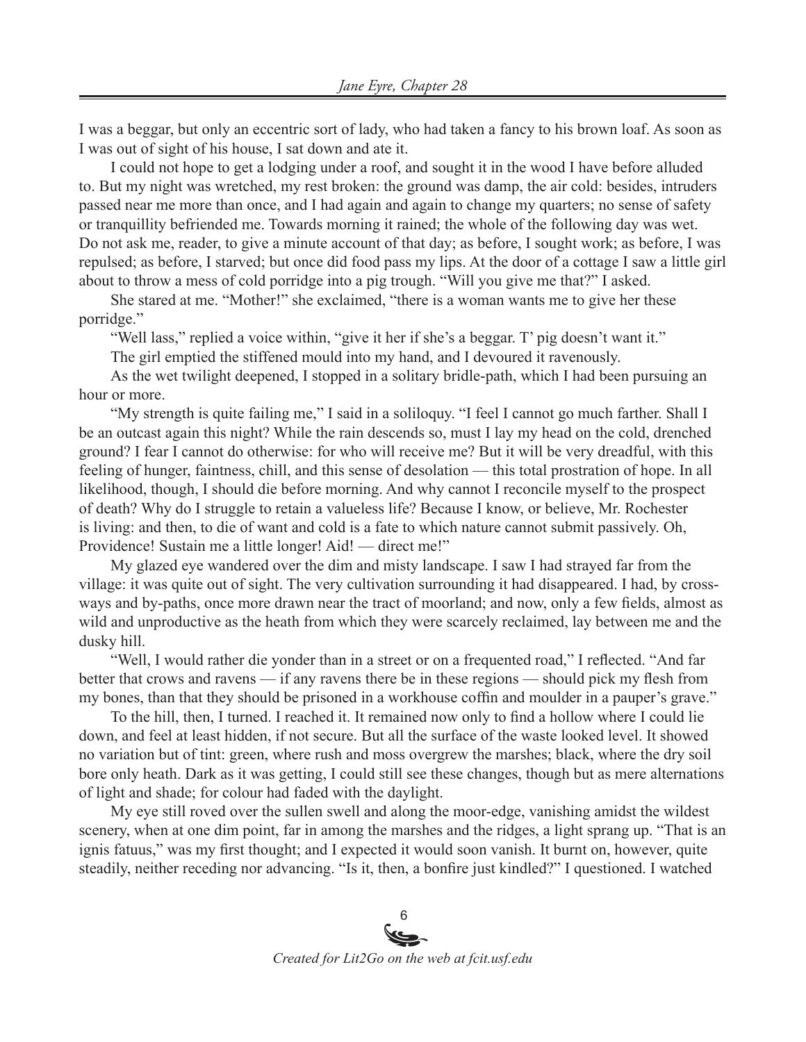I was a beggar, but only an eccentric sort of lady, who had taken a fancy to his brown loaf. As soon as I was out of sight of his house, I sat down and ate it.

I could not hope to get a lodging under a roof, and sought it in the wood I have before alluded to. But my night was wretched, my rest broken: the ground was damp, the air cold: besides, intruders passed near me more than once, and I had again and again to change my quarters; no sense of safety or tranquillity befriended me. Towards morning it rained; the whole of the following day was wet. Do not ask me, reader, to give a minute account of that day; as before, I sought work; as before, I was repulsed; as before, I starved; but once did food pass my lips. At the door of a cottage I saw a little girl about to throw a mess of cold porridge into a pig trough. "Will you give me that?" I asked.

She stared at me. "Mother!" she exclaimed, "there is a woman wants me to give her these porridge."

"Well lass," replied a voice within, "give it her if she's a beggar. T' pig doesn't want it."

The girl emptied the stiffened mould into my hand, and I devoured it ravenously.

As the wet twilight deepened, I stopped in a solitary bridle-path, which I had been pursuing an hour or more.

"My strength is quite failing me," I said in a soliloquy. "I feel I cannot go much farther. Shall I be an outcast again this night? While the rain descends so, must I lay my head on the cold, drenched ground? I fear I cannot do otherwise: for who will receive me? But it will be very dreadful, with this feeling of hunger, faintness, chill, and this sense of desolation — this total prostration of hope. In all likelihood, though, I should die before morning. And why cannot I reconcile myself to the prospect of death? Why do I struggle to retain a valueless life? Because I know, or believe, Mr. Rochester is living: and then, to die of want and cold is a fate to which nature cannot submit passively. Oh, Providence! Sustain me a little longer! Aid! — direct me!"

My glazed eye wandered over the dim and misty landscape. I saw I had strayed far from the village: it was quite out of sight. The very cultivation surrounding it had disappeared. I had, by cross-ways and by-paths, once more drawn near the tract of moorland; and now, only a few fields, almost as wild and unproductive as the heath from which they were scarcely reclaimed, lay between me and the dusky hill.

"Well, I would rather die yonder than in a street or on a frequented road," I reflected. "And far better that crows and ravens — if any ravens there be in these regions — should pick my flesh from my bones, than that they should be prisoned in a workhouse coffin and moulder in a pauper's grave."

To the hill, then, I turned. I reached it. It remained now only to find a hollow where I could lie down, and feel at least hidden, if not secure. But all the surface of the waste looked level. It showed no variation but of tint: green, where rush and moss overgrew the marshes; black, where the dry soil bore only heath. Dark as it was getting, I could still see these changes, though but as mere alternations of light and shade; for colour had faded with the daylight.

My eye still roved over the sullen swell and along the moor-edge, vanishing amidst the wildest scenery, when at one dim point, far in among the marshes and the ridges, a light sprang up. "That is an ignis fatuus," was my first thought; and I expected it would soon vanish. It burnt on, however, quite steadily, neither receding nor advancing. "Is it, then, a bonfire just kindled?" I questioned. I watched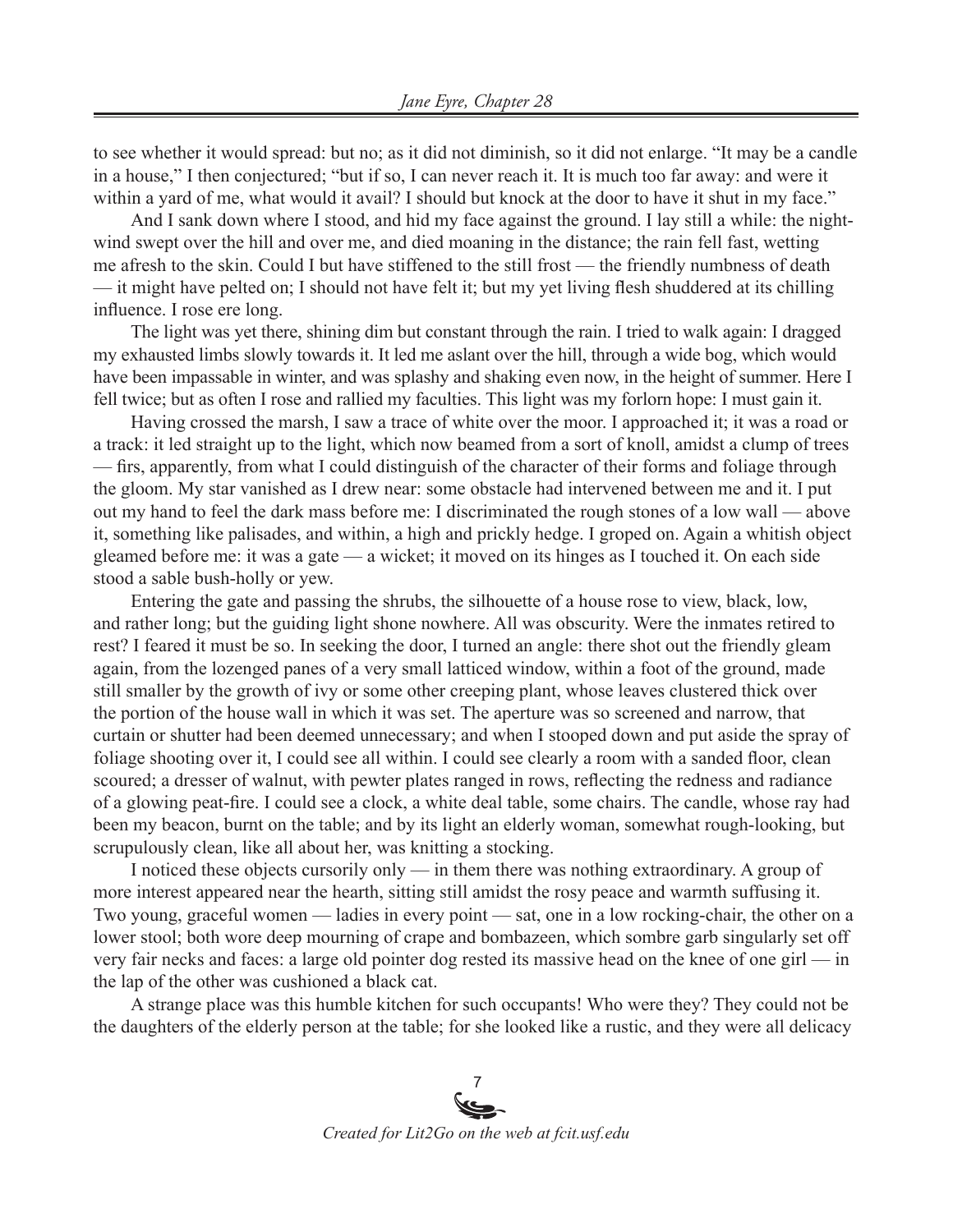to see whether it would spread: but no; as it did not diminish, so it did not enlarge. "It may be a candle in a house," I then conjectured; "but if so, I can never reach it. It is much too far away: and were it within a yard of me, what would it avail? I should but knock at the door to have it shut in my face."

And I sank down where I stood, and hid my face against the ground. I lay still a while: the night-wind swept over the hill and over me, and died moaning in the distance; the rain fell fast, wetting me afresh to the skin. Could I but have stiffened to the still frost — the friendly numbness of death — it might have pelted on; I should not have felt it; but my yet living flesh shuddered at its chilling influence. I rose ere long.

The light was yet there, shining dim but constant through the rain. I tried to walk again: I dragged my exhausted limbs slowly towards it. It led me aslant over the hill, through a wide bog, which would have been impassable in winter, and was splashy and shaking even now, in the height of summer. Here I fell twice; but as often I rose and rallied my faculties. This light was my forlorn hope: I must gain it.

Having crossed the marsh, I saw a trace of white over the moor. I approached it; it was a road or a track: it led straight up to the light, which now beamed from a sort of knoll, amidst a clump of trees — firs, apparently, from what I could distinguish of the character of their forms and foliage through the gloom. My star vanished as I drew near: some obstacle had intervened between me and it. I put out my hand to feel the dark mass before me: I discriminated the rough stones of a low wall — above it, something like palisades, and within, a high and prickly hedge. I groped on. Again a whitish object gleamed before me: it was a gate — a wicket; it moved on its hinges as I touched it. On each side stood a sable bush-holly or yew.

Entering the gate and passing the shrubs, the silhouette of a house rose to view, black, low, and rather long; but the guiding light shone nowhere. All was obscurity. Were the inmates retired to rest? I feared it must be so. In seeking the door, I turned an angle: there shot out the friendly gleam again, from the lozenged panes of a very small latticed window, within a foot of the ground, made still smaller by the growth of ivy or some other creeping plant, whose leaves clustered thick over the portion of the house wall in which it was set. The aperture was so screened and narrow, that curtain or shutter had been deemed unnecessary; and when I stooped down and put aside the spray of foliage shooting over it, I could see all within. I could see clearly a room with a sanded floor, clean scoured; a dresser of walnut, with pewter plates ranged in rows, reflecting the redness and radiance of a glowing peat-fire. I could see a clock, a white deal table, some chairs. The candle, whose ray had been my beacon, burnt on the table; and by its light an elderly woman, somewhat rough-looking, but scrupulously clean, like all about her, was knitting a stocking.

I noticed these objects cursorily only — in them there was nothing extraordinary. A group of more interest appeared near the hearth, sitting still amidst the rosy peace and warmth suffusing it. Two young, graceful women — ladies in every point — sat, one in a low rocking-chair, the other on a lower stool; both wore deep mourning of crape and bombazeen, which sombre garb singularly set off very fair necks and faces: a large old pointer dog rested its massive head on the knee of one girl — in the lap of the other was cushioned a black cat.

A strange place was this humble kitchen for such occupants! Who were they? They could not be the daughters of the elderly person at the table; for she looked like a rustic, and they were all delicacy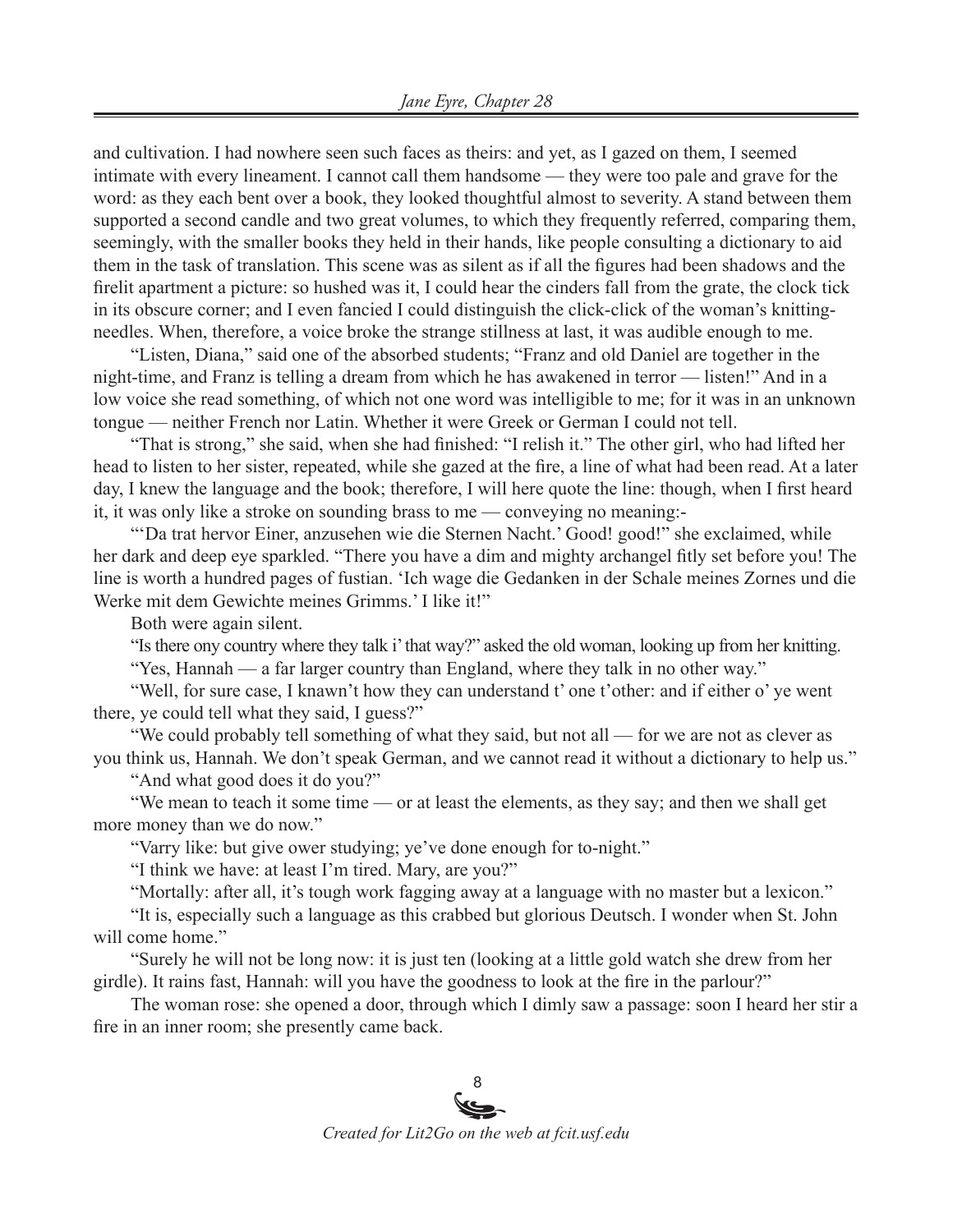and cultivation. I had nowhere seen such faces as theirs: and yet, as I gazed on them, I seemed intimate with every lineament. I cannot call them handsome — they were too pale and grave for the word: as they each bent over a book, they looked thoughtful almost to severity. A stand between them supported a second candle and two great volumes, to which they frequently referred, comparing them, seemingly, with the smaller books they held in their hands, like people consulting a dictionary to aid them in the task of translation. This scene was as silent as if all the figures had been shadows and the firelit apartment a picture: so hushed was it, I could hear the cinders fall from the grate, the clock tick in its obscure corner; and I even fancied I could distinguish the click-click of the woman's knitting-needles. When, therefore, a voice broke the strange stillness at last, it was audible enough to me.

"Listen, Diana," said one of the absorbed students; "Franz and old Daniel are together in the night-time, and Franz is telling a dream from which he has awakened in terror — listen!" And in a low voice she read something, of which not one word was intelligible to me; for it was in an unknown tongue — neither French nor Latin. Whether it were Greek or German I could not tell.

"That is strong," she said, when she had finished: "I relish it." The other girl, who had lifted her head to listen to her sister, repeated, while she gazed at the fire, a line of what had been read. At a later day, I knew the language and the book; therefore, I will here quote the line: though, when I first heard it, it was only like a stroke on sounding brass to me — conveying no meaning:-

"'Da trat hervor Einer, anzusehen wie die Sternen Nacht.' Good! good!" she exclaimed, while her dark and deep eye sparkled. "There you have a dim and mighty archangel fitly set before you! The line is worth a hundred pages of fustian. 'Ich wage die Gedanken in der Schale meines Zornes und die Werke mit dem Gewichte meines Grimms.' I like it!"

Both were again silent.

"Is there ony country where they talk i' that way?" asked the old woman, looking up from her knitting.

"Yes, Hannah — a far larger country than England, where they talk in no other way."

"Well, for sure case, I knawn't how they can understand t' one t'other: and if either o' ye went there, ye could tell what they said, I guess?"

"We could probably tell something of what they said, but not all — for we are not as clever as you think us, Hannah. We don't speak German, and we cannot read it without a dictionary to help us."

"And what good does it do you?"

"We mean to teach it some time — or at least the elements, as they say; and then we shall get more money than we do now."

"Varry like: but give ower studying; ye've done enough for to-night."

"I think we have: at least I'm tired. Mary, are you?"

"Mortally: after all, it's tough work fagging away at a language with no master but a lexicon."

"It is, especially such a language as this crabbed but glorious Deutsch. I wonder when St. John will come home."

"Surely he will not be long now: it is just ten (looking at a little gold watch she drew from her girdle). It rains fast, Hannah: will you have the goodness to look at the fire in the parlour?"

The woman rose: she opened a door, through which I dimly saw a passage: soon I heard her stir a fire in an inner room; she presently came back.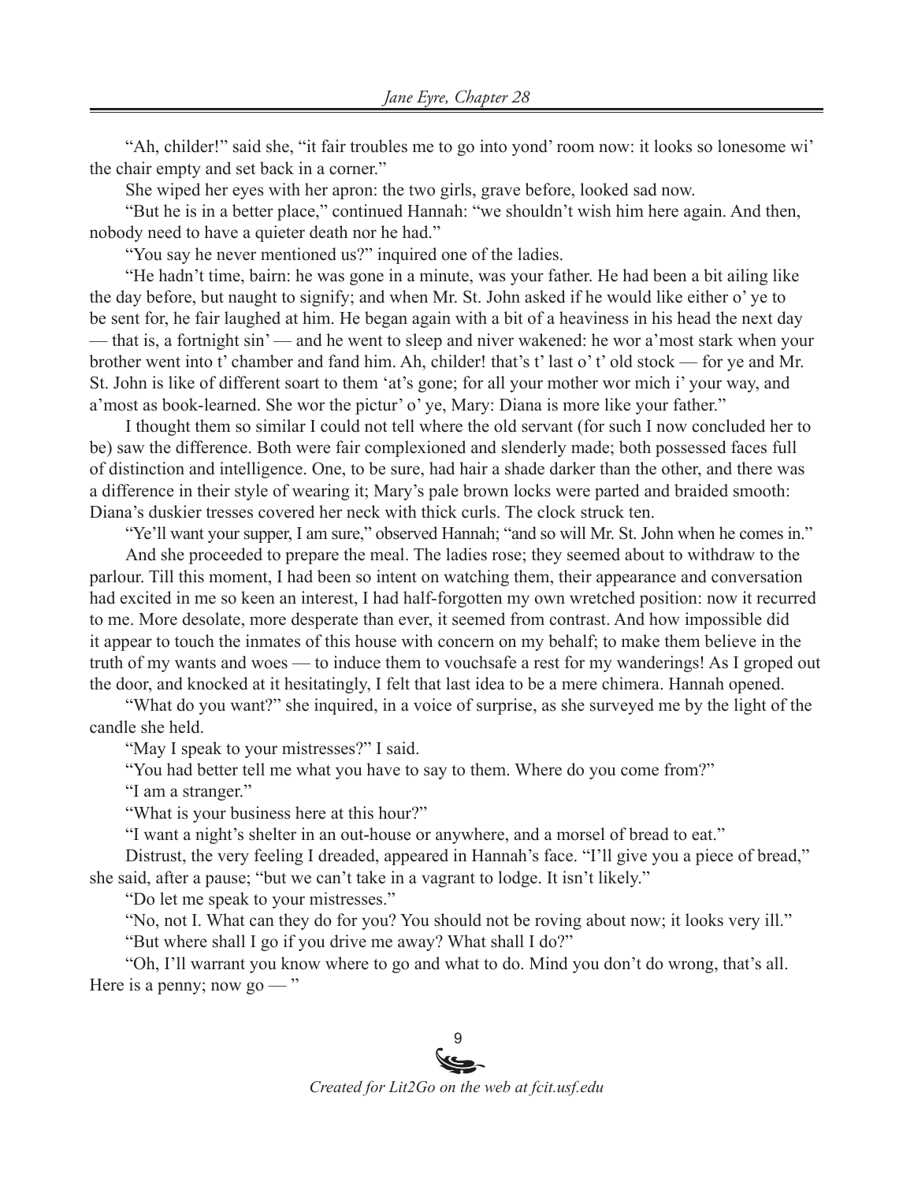"Ah, childer!" said she, "it fair troubles me to go into yond' room now: it looks so lonesome wi' the chair empty and set back in a corner."

She wiped her eyes with her apron: the two girls, grave before, looked sad now.

"But he is in a better place," continued Hannah: "we shouldn't wish him here again. And then, nobody need to have a quieter death nor he had."

"You say he never mentioned us?" inquired one of the ladies.

"He hadn't time, bairn: he was gone in a minute, was your father. He had been a bit ailing like the day before, but naught to signify; and when Mr. St. John asked if he would like either o' ye to be sent for, he fair laughed at him. He began again with a bit of a heaviness in his head the next day — that is, a fortnight sin' — and he went to sleep and niver wakened: he wor a'most stark when your brother went into t' chamber and fand him. Ah, childer! that's t' last o' t' old stock — for ye and Mr. St. John is like of different soart to them 'at's gone; for all your mother wor mich i' your way, and a'most as book-learned. She wor the pictur' o' ye, Mary: Diana is more like your father."

I thought them so similar I could not tell where the old servant (for such I now concluded her to be) saw the difference. Both were fair complexioned and slenderly made; both possessed faces full of distinction and intelligence. One, to be sure, had hair a shade darker than the other, and there was a difference in their style of wearing it; Mary's pale brown locks were parted and braided smooth: Diana's duskier tresses covered her neck with thick curls. The clock struck ten.

"Ye'll want your supper, I am sure," observed Hannah; "and so will Mr. St. John when he comes in."

And she proceeded to prepare the meal. The ladies rose; they seemed about to withdraw to the parlour. Till this moment, I had been so intent on watching them, their appearance and conversation had excited in me so keen an interest, I had half-forgotten my own wretched position: now it recurred to me. More desolate, more desperate than ever, it seemed from contrast. And how impossible did it appear to touch the inmates of this house with concern on my behalf; to make them believe in the truth of my wants and woes — to induce them to vouchsafe a rest for my wanderings! As I groped out the door, and knocked at it hesitatingly, I felt that last idea to be a mere chimera. Hannah opened.

"What do you want?" she inquired, in a voice of surprise, as she surveyed me by the light of the candle she held.

"May I speak to your mistresses?" I said.

"You had better tell me what you have to say to them. Where do you come from?"

"I am a stranger."

"What is your business here at this hour?"

"I want a night's shelter in an out-house or anywhere, and a morsel of bread to eat."

Distrust, the very feeling I dreaded, appeared in Hannah's face. "I'll give you a piece of bread," she said, after a pause; "but we can't take in a vagrant to lodge. It isn't likely."

"Do let me speak to your mistresses."

"No, not I. What can they do for you? You should not be roving about now; it looks very ill."

"But where shall I go if you drive me away? What shall I do?"

"Oh, I'll warrant you know where to go and what to do. Mind you don't do wrong, that's all. Here is a penny; now go — "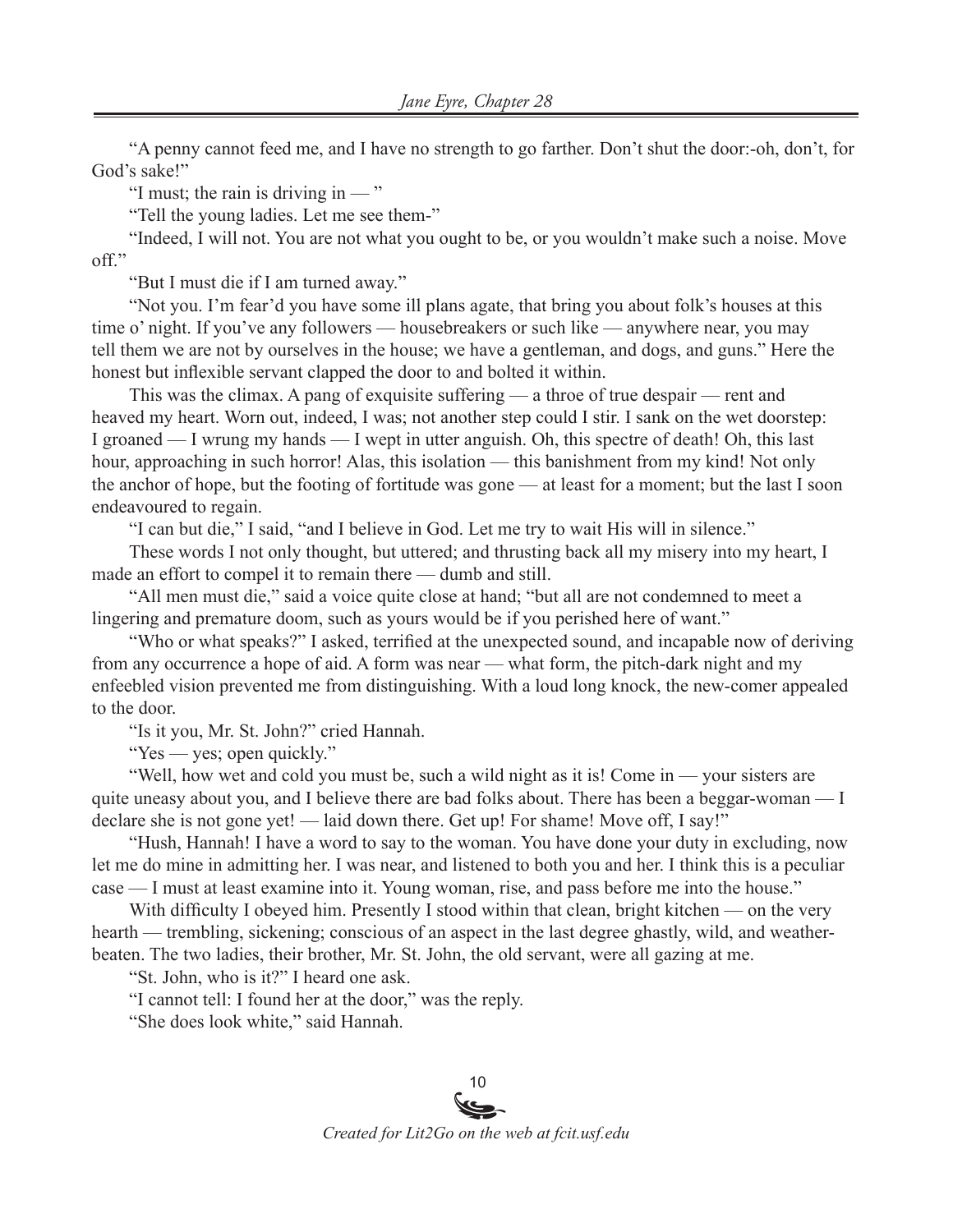"A penny cannot feed me, and I have no strength to go farther. Don't shut the door:-oh, don't, for God's sake!"

"I must; the rain is driving in — "

"Tell the young ladies. Let me see them-"

"Indeed, I will not. You are not what you ought to be, or you wouldn't make such a noise. Move off."

"But I must die if I am turned away."

"Not you. I'm fear'd you have some ill plans agate, that bring you about folk's houses at this time o' night. If you've any followers — housebreakers or such like — anywhere near, you may tell them we are not by ourselves in the house; we have a gentleman, and dogs, and guns." Here the honest but inflexible servant clapped the door to and bolted it within.

This was the climax. A pang of exquisite suffering — a throe of true despair — rent and heaved my heart. Worn out, indeed, I was; not another step could I stir. I sank on the wet doorstep: I groaned — I wrung my hands — I wept in utter anguish. Oh, this spectre of death! Oh, this last hour, approaching in such horror! Alas, this isolation — this banishment from my kind! Not only the anchor of hope, but the footing of fortitude was gone — at least for a moment; but the last I soon endeavoured to regain.

"I can but die," I said, "and I believe in God. Let me try to wait His will in silence."

These words I not only thought, but uttered; and thrusting back all my misery into my heart, I made an effort to compel it to remain there — dumb and still.

"All men must die," said a voice quite close at hand; "but all are not condemned to meet a lingering and premature doom, such as yours would be if you perished here of want."

"Who or what speaks?" I asked, terrified at the unexpected sound, and incapable now of deriving from any occurrence a hope of aid. A form was near — what form, the pitch-dark night and my enfeebled vision prevented me from distinguishing. With a loud long knock, the new-comer appealed to the door.

"Is it you, Mr. St. John?" cried Hannah.

"Yes — yes; open quickly."

"Well, how wet and cold you must be, such a wild night as it is! Come in — your sisters are quite uneasy about you, and I believe there are bad folks about. There has been a beggar-woman — I declare she is not gone yet! — laid down there. Get up! For shame! Move off, I say!"

"Hush, Hannah! I have a word to say to the woman. You have done your duty in excluding, now let me do mine in admitting her. I was near, and listened to both you and her. I think this is a peculiar case — I must at least examine into it. Young woman, rise, and pass before me into the house."

With difficulty I obeyed him. Presently I stood within that clean, bright kitchen — on the very hearth — trembling, sickening; conscious of an aspect in the last degree ghastly, wild, and weather-beaten. The two ladies, their brother, Mr. St. John, the old servant, were all gazing at me.

"St. John, who is it?" I heard one ask.

"I cannot tell: I found her at the door," was the reply.

"She does look white," said Hannah.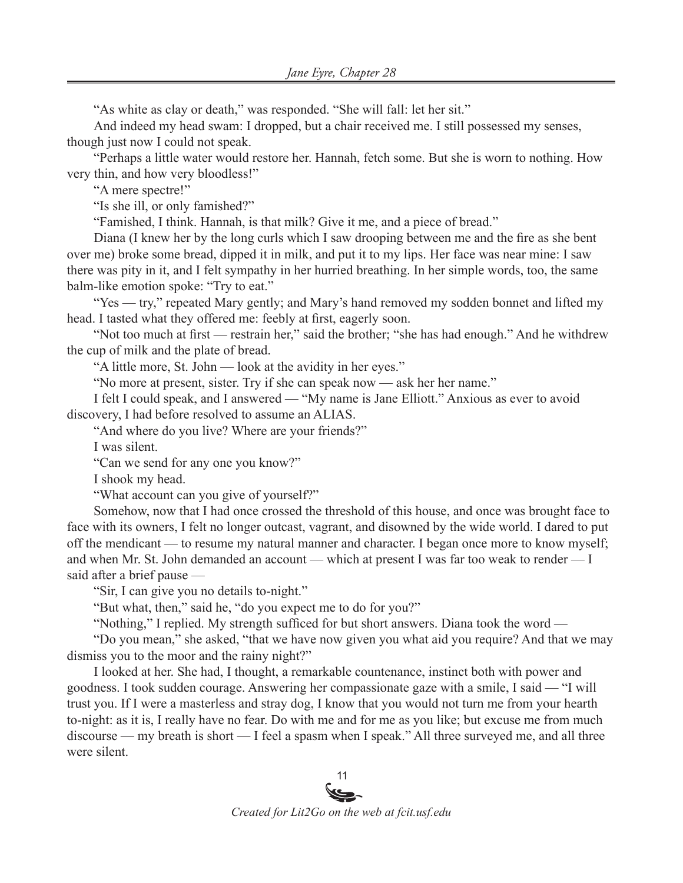"As white as clay or death," was responded. "She will fall: let her sit."

And indeed my head swam: I dropped, but a chair received me. I still possessed my senses, though just now I could not speak.

"Perhaps a little water would restore her. Hannah, fetch some. But she is worn to nothing. How very thin, and how very bloodless!"

"A mere spectre!"

"Is she ill, or only famished?"

"Famished, I think. Hannah, is that milk? Give it me, and a piece of bread."

Diana (I knew her by the long curls which I saw drooping between me and the fire as she bent over me) broke some bread, dipped it in milk, and put it to my lips. Her face was near mine: I saw there was pity in it, and I felt sympathy in her hurried breathing. In her simple words, too, the same balm-like emotion spoke: "Try to eat."

"Yes — try," repeated Mary gently; and Mary's hand removed my sodden bonnet and lifted my head. I tasted what they offered me: feebly at first, eagerly soon.

"Not too much at first — restrain her," said the brother; "she has had enough." And he withdrew the cup of milk and the plate of bread.

"A little more, St. John — look at the avidity in her eyes."

"No more at present, sister. Try if she can speak now — ask her her name."

I felt I could speak, and I answered — "My name is Jane Elliott." Anxious as ever to avoid discovery, I had before resolved to assume an ALIAS.

"And where do you live? Where are your friends?"

I was silent.

"Can we send for any one you know?"

I shook my head.

"What account can you give of yourself?"

Somehow, now that I had once crossed the threshold of this house, and once was brought face to face with its owners, I felt no longer outcast, vagrant, and disowned by the wide world. I dared to put off the mendicant — to resume my natural manner and character. I began once more to know myself; and when Mr. St. John demanded an account — which at present I was far too weak to render — I said after a brief pause —

"Sir, I can give you no details to-night."

"But what, then," said he, "do you expect me to do for you?"

"Nothing," I replied. My strength sufficed for but short answers. Diana took the word —

"Do you mean," she asked, "that we have now given you what aid you require? And that we may dismiss you to the moor and the rainy night?"

I looked at her. She had, I thought, a remarkable countenance, instinct both with power and goodness. I took sudden courage. Answering her compassionate gaze with a smile, I said — "I will trust you. If I were a masterless and stray dog, I know that you would not turn me from your hearth to-night: as it is, I really have no fear. Do with me and for me as you like; but excuse me from much discourse — my breath is short — I feel a spasm when I speak." All three surveyed me, and all three were silent.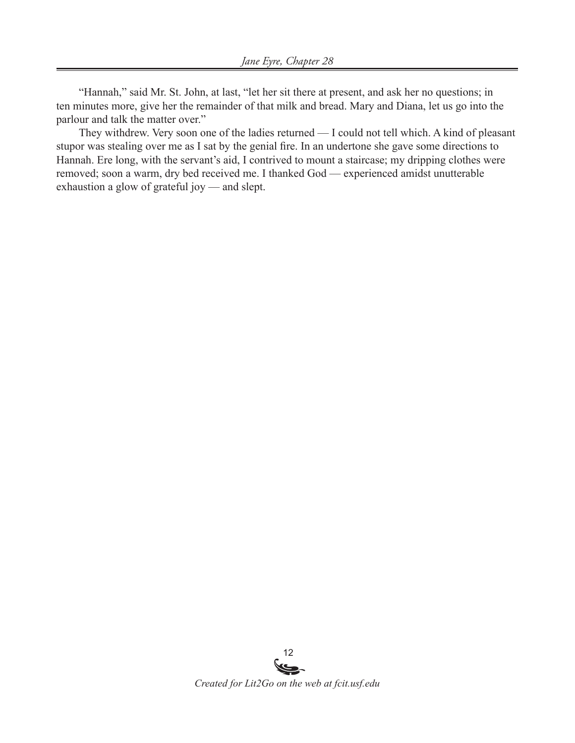"Hannah," said Mr. St. John, at last, "let her sit there at present, and ask her no questions; in ten minutes more, give her the remainder of that milk and bread. Mary and Diana, let us go into the parlour and talk the matter over."

They withdrew. Very soon one of the ladies returned — I could not tell which. A kind of pleasant stupor was stealing over me as I sat by the genial fire. In an undertone she gave some directions to Hannah. Ere long, with the servant's aid, I contrived to mount a staircase; my dripping clothes were removed; soon a warm, dry bed received me. I thanked God — experienced amidst unutterable exhaustion a glow of grateful joy — and slept.